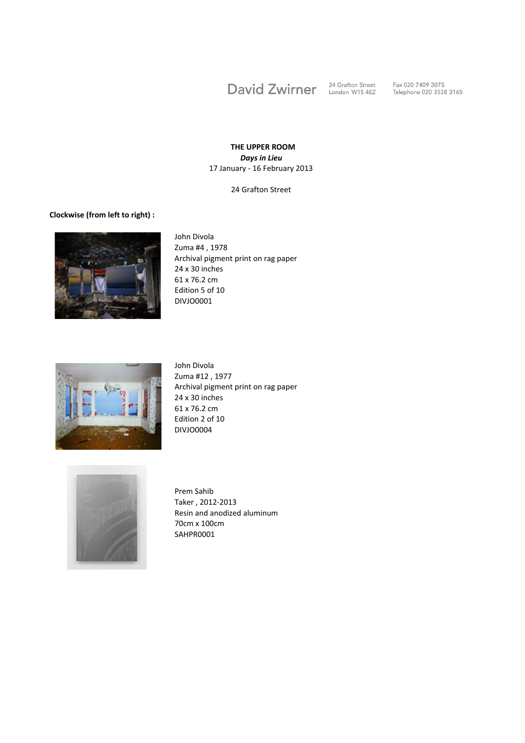David Zwirner 24 Grafton Street London W1S 4EZ Fax 020 7409 3075 Telephone 020 3538 3165

**THE UPPER ROOM**
***Days in Lieu***
17 January - 16 February 2013

24 Grafton Street

**Clockwise (from left to right) :**

John Divola
Zuma #4 , 1978
Archival pigment print on rag paper
24 x 30 inches
61 x 76.2 cm
Edition 5 of 10
DIVJO0001

John Divola
Zuma #12 , 1977
Archival pigment print on rag paper
24 x 30 inches
61 x 76.2 cm
Edition 2 of 10
DIVJO0004

Prem Sahib
Taker , 2012-2013
Resin and anodized aluminum
70cm x 100cm
SAHPR0001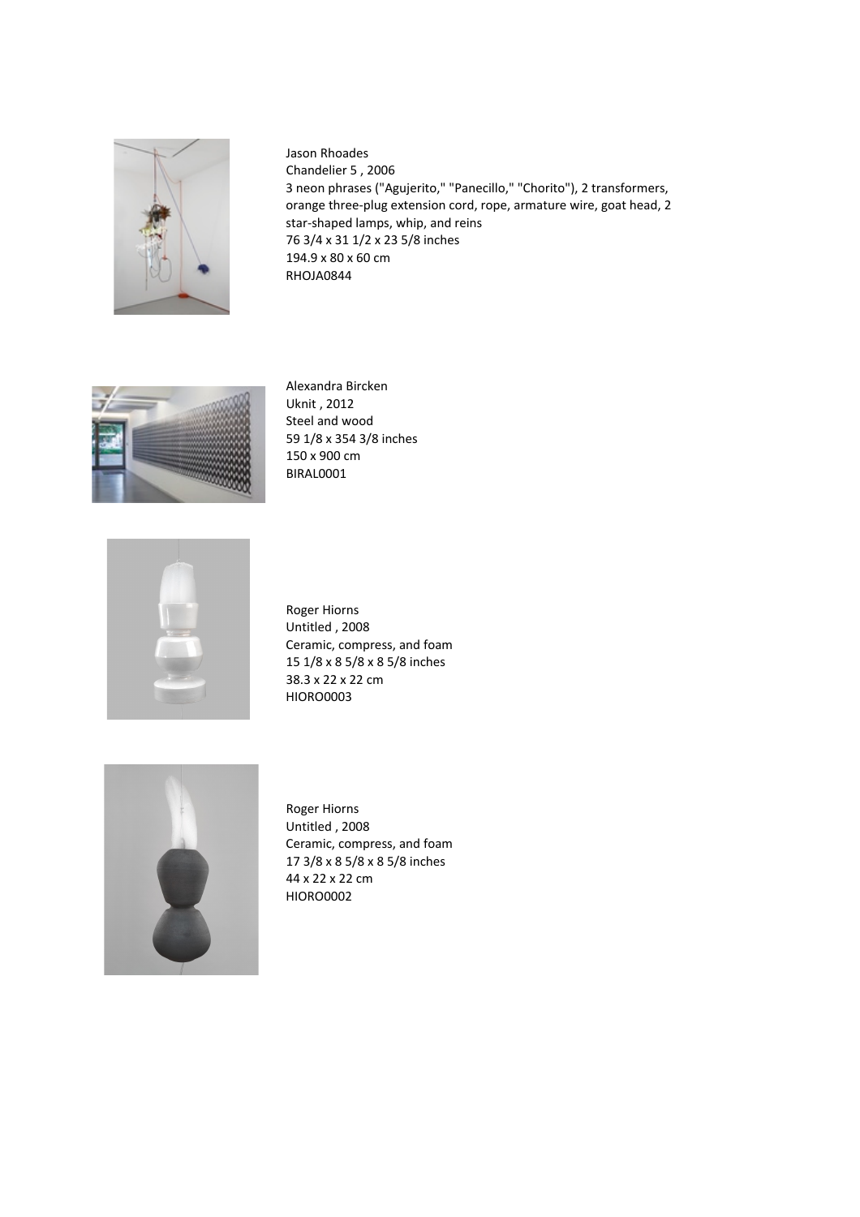Jason Rhoades
Chandelier 5 , 2006
3 neon phrases ("Agujerito," "Panecillo," "Chorito"), 2 transformers, orange three-plug extension cord, rope, armature wire, goat head, 2 star-shaped lamps, whip, and reins
76 3/4 x 31 1/2 x 23 5/8 inches
194.9 x 80 x 60 cm
RHOJA0844

Alexandra Bircken
Uknit , 2012
Steel and wood
59 1/8 x 354 3/8 inches
150 x 900 cm
BIRAL0001

Roger Hiorns
Untitled , 2008
Ceramic, compress, and foam
15 1/8 x 8 5/8 x 8 5/8 inches
38.3 x 22 x 22 cm
HIORO0003

Roger Hiorns
Untitled , 2008
Ceramic, compress, and foam
17 3/8 x 8 5/8 x 8 5/8 inches
44 x 22 x 22 cm
HIORO0002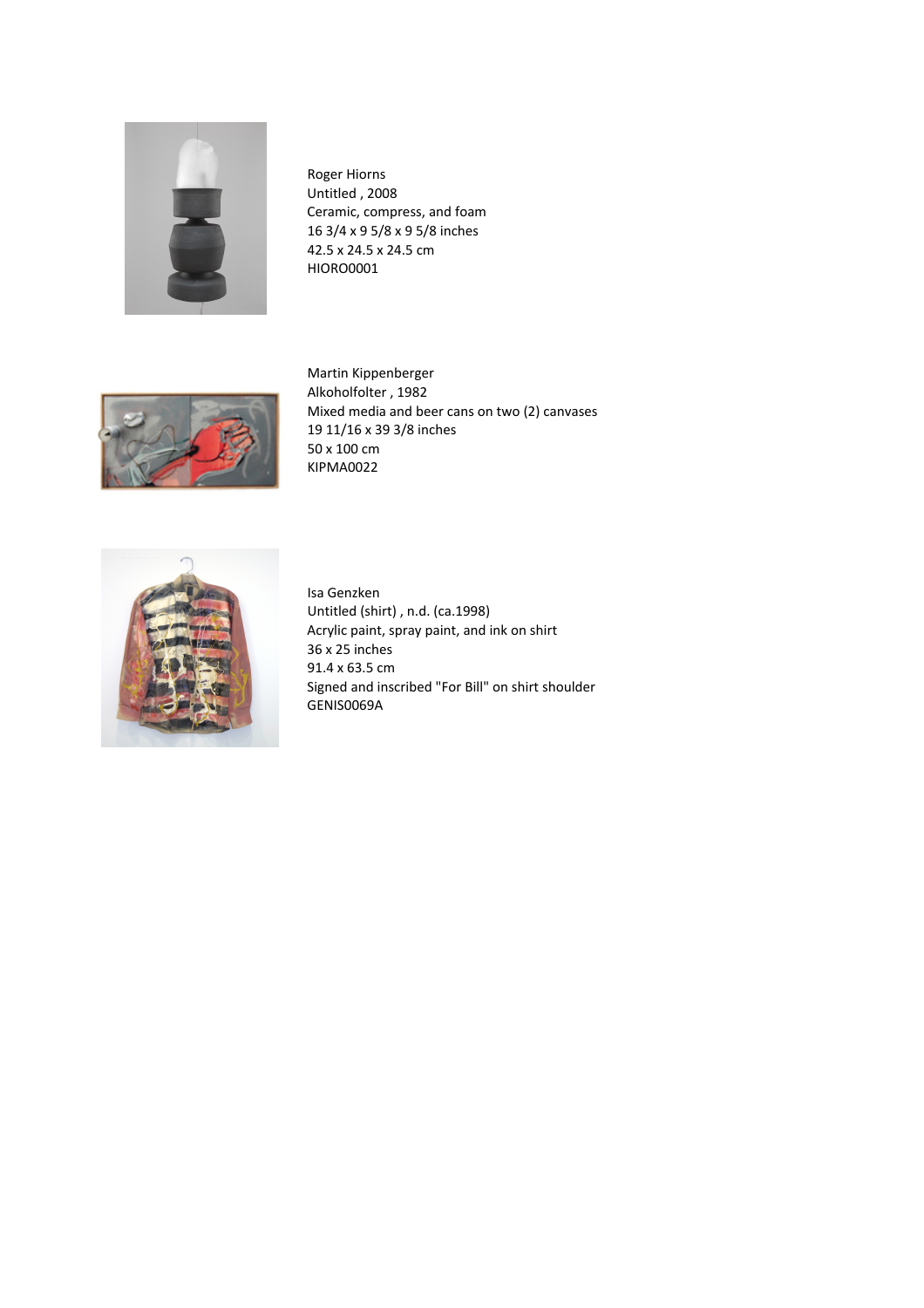Roger Hiorns
Untitled , 2008
Ceramic, compress, and foam
16 3/4 x 9 5/8 x 9 5/8 inches
42.5 x 24.5 x 24.5 cm
HIORO0001

Martin Kippenberger
Alkoholfolter , 1982
Mixed media and beer cans on two (2) canvases
19 11/16 x 39 3/8 inches
50 x 100 cm
KIPMA0022

Isa Genzken
Untitled (shirt) , n.d. (ca.1998)
Acrylic paint, spray paint, and ink on shirt
36 x 25 inches
91.4 x 63.5 cm
Signed and inscribed "For Bill" on shirt shoulder
GENIS0069A